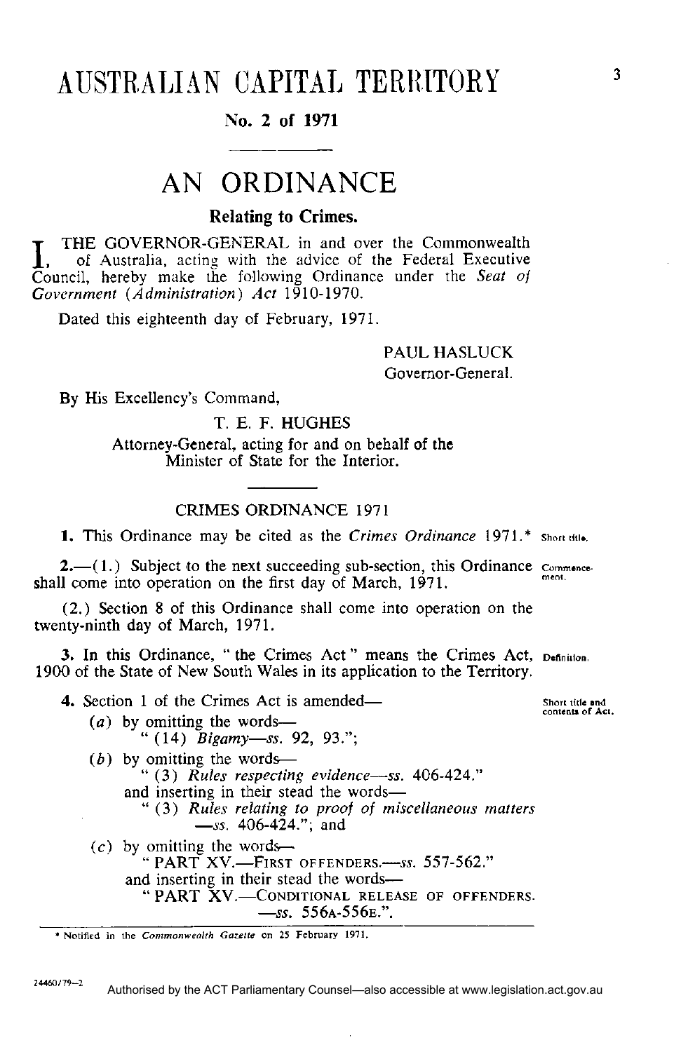# AUSTRALIAN CAPITAL TERRITORY

**No. 2 of 1971**

## AN ORDINANCE

**Relating to Crimes.**

I, THE GOVERNOR-GENERAL in and over the Commonwealth of Australia, acting with the advice of the Federal Executive Council, hereby make the following Ordinance under the *Seat of Government (Administration) Act* 1910-1970.

Dated this eighteenth day of February, 1971.

PAUL HASLUCK
Governor-General.

By His Excellency's Command,

T. E. F. HUGHES
Attorney-General, acting for and on behalf of the Minister of State for the Interior.

### CRIMES ORDINANCE 1971

**1.** This Ordinance may be cited as the *Crimes Ordinance* 1971.* *Short title.*

**2.**—(1.) Subject to the next succeeding sub-section, this Ordinance shall come into operation on the first day of March, 1971. *Commencement.*

(2.) Section 8 of this Ordinance shall come into operation on the twenty-ninth day of March, 1971.

**3.** In this Ordinance, " the Crimes Act " means the Crimes Act, 1900 of the State of New South Wales in its application to the Territory. *Definition.*

**4.** Section 1 of the Crimes Act is amended— *Short title and contents of Act.*

(*a*) by omitting the words—
" (14) *Bigamy*—*ss.* 92, 93.";

(*b*) by omitting the words—
" (3) *Rules respecting evidence*—*ss.* 406-424."
and inserting in their stead the words—
" (3) *Rules relating to proof of miscellaneous matters* —*ss.* 406-424."; and

(*c*) by omitting the words—
" PART XV.—FIRST OFFENDERS.—*ss.* 557-562."
and inserting in their stead the words—
" PART XV.—CONDITIONAL RELEASE OF OFFENDERS. —*ss.* 556A-556E.".

---

\* Notified in the *Commonwealth Gazette* on 25 February 1971.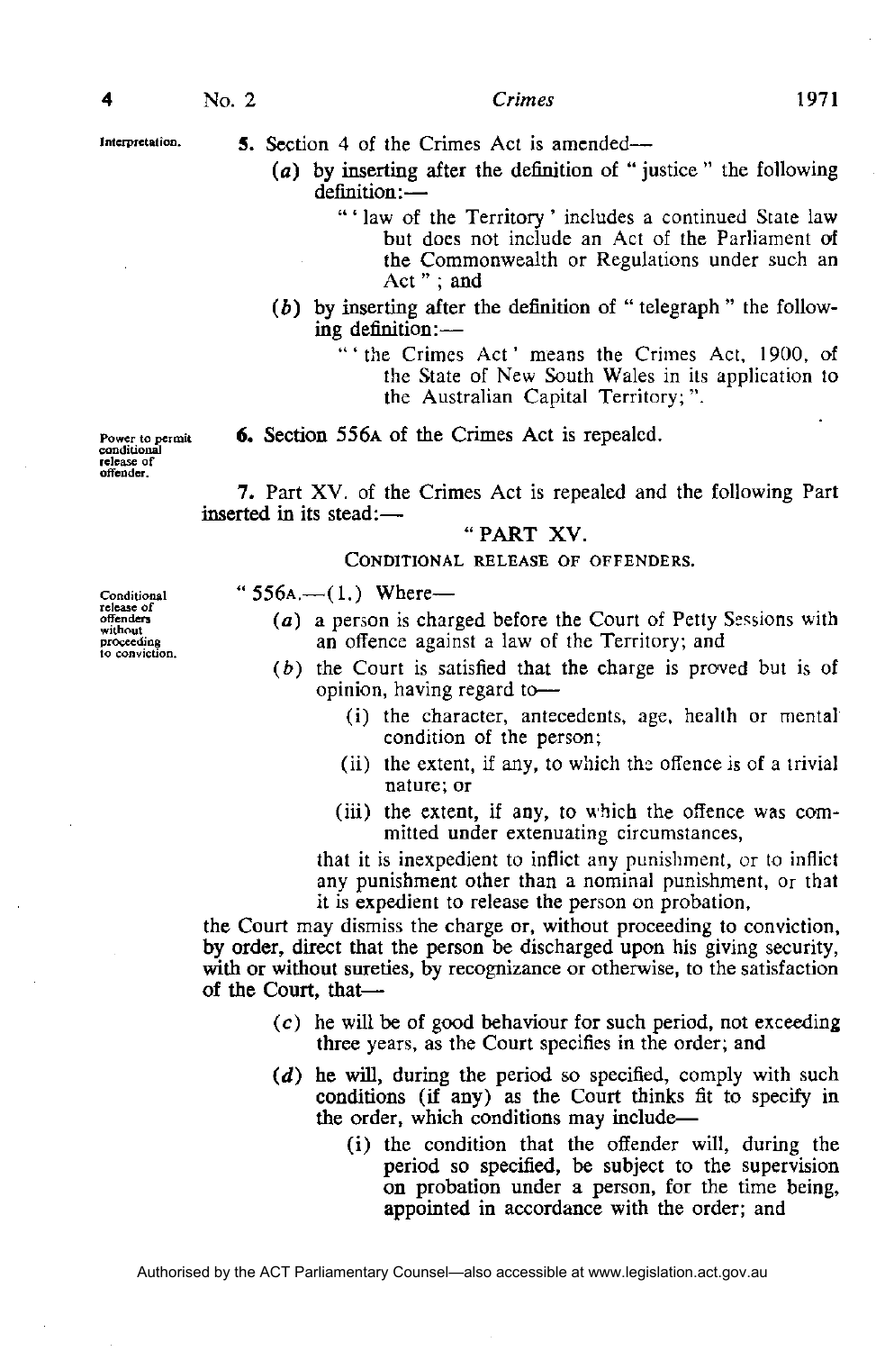Interpretation.

**5.** Section 4 of the Crimes Act is amended—

(*a*) by inserting after the definition of " justice " the following definition:—

" ' law of the Territory ' includes a continued State law but does not include an Act of the Parliament of the Commonwealth or Regulations under such an Act " ; and

(*b*) by inserting after the definition of " telegraph " the following definition:—

" ' the Crimes Act ' means the Crimes Act, 1900, of the State of New South Wales in its application to the Australian Capital Territory; ".

Power to permit conditional release of offender.

**6.** Section 556A of the Crimes Act is repealed.

**7.** Part XV. of the Crimes Act is repealed and the following Part inserted in its stead:—

" PART XV.

CONDITIONAL RELEASE OF OFFENDERS.

Conditional release of offenders without proceeding to conviction.

" 556A.—(1.) Where—

(*a*) a person is charged before the Court of Petty Sessions with an offence against a law of the Territory; and

(*b*) the Court is satisfied that the charge is proved but is of opinion, having regard to—

(i) the character, antecedents, age, health or mental condition of the person;

(ii) the extent, if any, to which the offence is of a trivial nature; or

(iii) the extent, if any, to which the offence was committed under extenuating circumstances,

that it is inexpedient to inflict any punishment, or to inflict any punishment other than a nominal punishment, or that it is expedient to release the person on probation,

the Court may dismiss the charge or, without proceeding to conviction, by order, direct that the person be discharged upon his giving security, with or without sureties, by recognizance or otherwise, to the satisfaction of the Court, that—

(*c*) he will be of good behaviour for such period, not exceeding three years, as the Court specifies in the order; and

(*d*) he will, during the period so specified, comply with such conditions (if any) as the Court thinks fit to specify in the order, which conditions may include—

(i) the condition that the offender will, during the period so specified, be subject to the supervision on probation under a person, for the time being, appointed in accordance with the order; and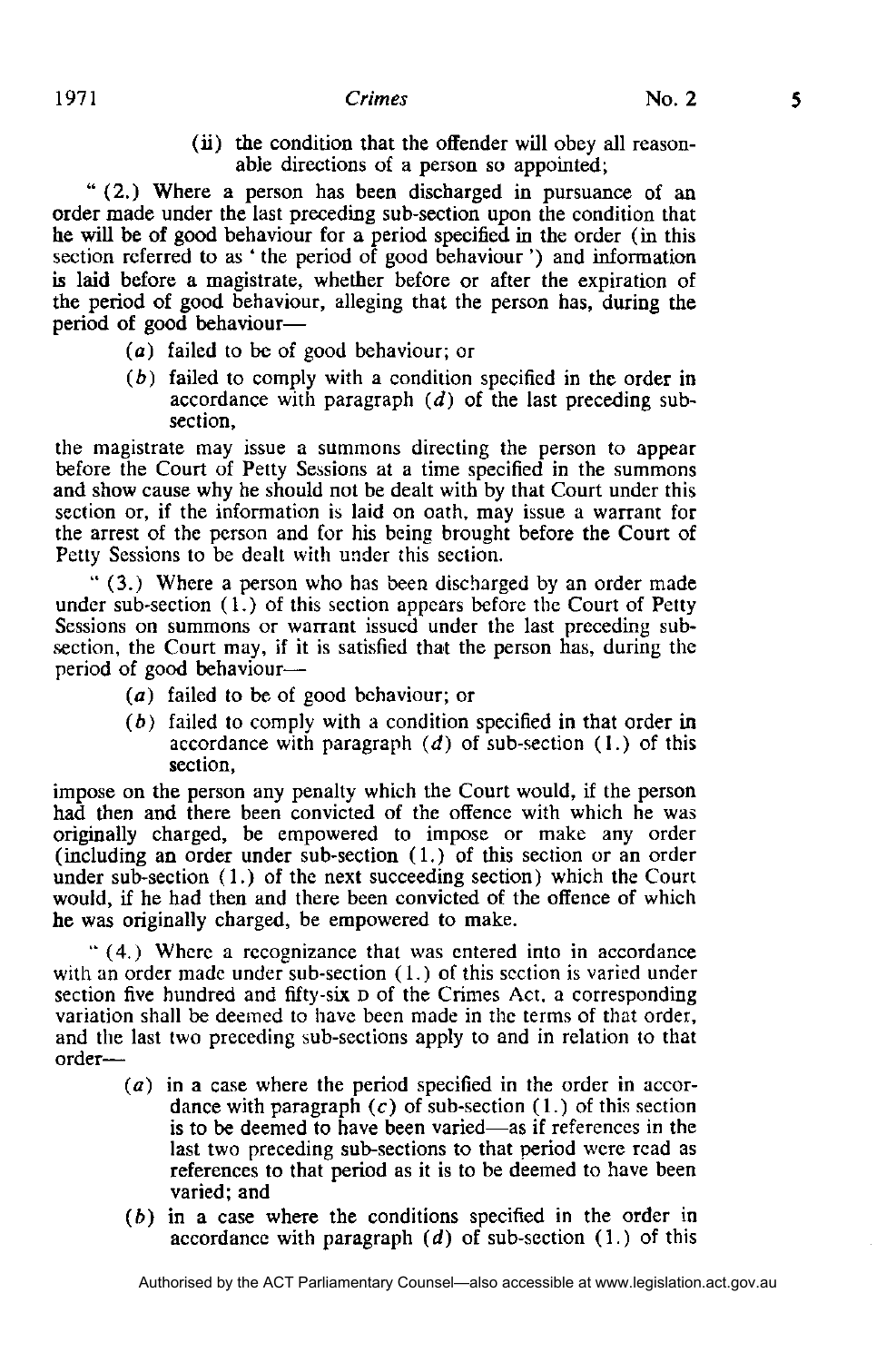(ii) the condition that the offender will obey all reasonable directions of a person so appointed;

"(2.) Where a person has been discharged in pursuance of an order made under the last preceding sub-section upon the condition that he will be of good behaviour for a period specified in the order (in this section referred to as 'the period of good behaviour') and information is laid before a magistrate, whether before or after the expiration of the period of good behaviour, alleging that the person has, during the period of good behaviour—

(*a*) failed to be of good behaviour; or

(*b*) failed to comply with a condition specified in the order in accordance with paragraph (*d*) of the last preceding sub-section,

the magistrate may issue a summons directing the person to appear before the Court of Petty Sessions at a time specified in the summons and show cause why he should not be dealt with by that Court under this section or, if the information is laid on oath, may issue a warrant for the arrest of the person and for his being brought before the Court of Petty Sessions to be dealt with under this section.

"(3.) Where a person who has been discharged by an order made under sub-section (1.) of this section appears before the Court of Petty Sessions on summons or warrant issued under the last preceding sub-section, the Court may, if it is satisfied that the person has, during the period of good behaviour—

(*a*) failed to be of good behaviour; or

(*b*) failed to comply with a condition specified in that order in accordance with paragraph (*d*) of sub-section (1.) of this section,

impose on the person any penalty which the Court would, if the person had then and there been convicted of the offence with which he was originally charged, be empowered to impose or make any order (including an order under sub-section (1.) of this section or an order under sub-section (1.) of the next succeeding section) which the Court would, if he had then and there been convicted of the offence of which he was originally charged, be empowered to make.

"(4.) Where a recognizance that was entered into in accordance with an order made under sub-section (1.) of this section is varied under section five hundred and fifty-six D of the Crimes Act, a corresponding variation shall be deemed to have been made in the terms of that order, and the last two preceding sub-sections apply to and in relation to that order—

(*a*) in a case where the period specified in the order in accordance with paragraph (*c*) of sub-section (1.) of this section is to be deemed to have been varied—as if references in the last two preceding sub-sections to that period were read as references to that period as it is to be deemed to have been varied; and

(*b*) in a case where the conditions specified in the order in accordance with paragraph (*d*) of sub-section (1.) of this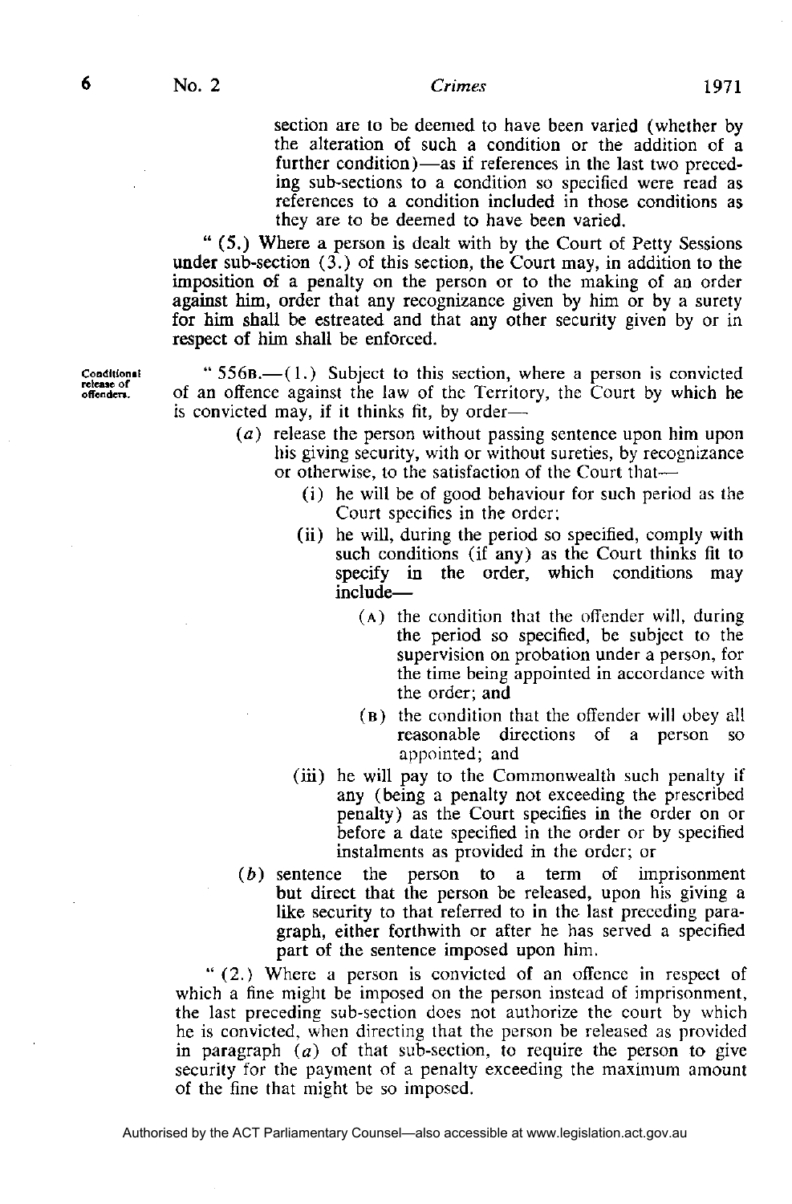section are to be deemed to have been varied (whether by the alteration of such a condition or the addition of a further condition)—as if references in the last two preceding sub-sections to a condition so specified were read as references to a condition included in those conditions as they are to be deemed to have been varied.

"(5.) Where a person is dealt with by the Court of Petty Sessions under sub-section (3.) of this section, the Court may, in addition to the imposition of a penalty on the person or to the making of an order against him, order that any recognizance given by him or by a surety for him shall be estreated and that any other security given by or in respect of him shall be enforced.

**Conditional release of offenders.**

"556B.—(1.) Subject to this section, where a person is convicted of an offence against the law of the Territory, the Court by which he is convicted may, if it thinks fit, by order—

- (*a*) release the person without passing sentence upon him upon his giving security, with or without sureties, by recognizance or otherwise, to the satisfaction of the Court that—
  - (i) he will be of good behaviour for such period as the Court specifies in the order;
  - (ii) he will, during the period so specified, comply with such conditions (if any) as the Court thinks fit to specify in the order, which conditions may include—
    - (A) the condition that the offender will, during the period so specified, be subject to the supervision on probation under a person, for the time being appointed in accordance with the order; and
    - (B) the condition that the offender will obey all reasonable directions of a person so appointed; and
  - (iii) he will pay to the Commonwealth such penalty if any (being a penalty not exceeding the prescribed penalty) as the Court specifies in the order on or before a date specified in the order or by specified instalments as provided in the order; or
- (*b*) sentence the person to a term of imprisonment but direct that the person be released, upon his giving a like security to that referred to in the last preceding paragraph, either forthwith or after he has served a specified part of the sentence imposed upon him.

"(2.) Where a person is convicted of an offence in respect of which a fine might be imposed on the person instead of imprisonment, the last preceding sub-section does not authorize the court by which he is convicted, when directing that the person be released as provided in paragraph (*a*) of that sub-section, to require the person to give security for the payment of a penalty exceeding the maximum amount of the fine that might be so imposed.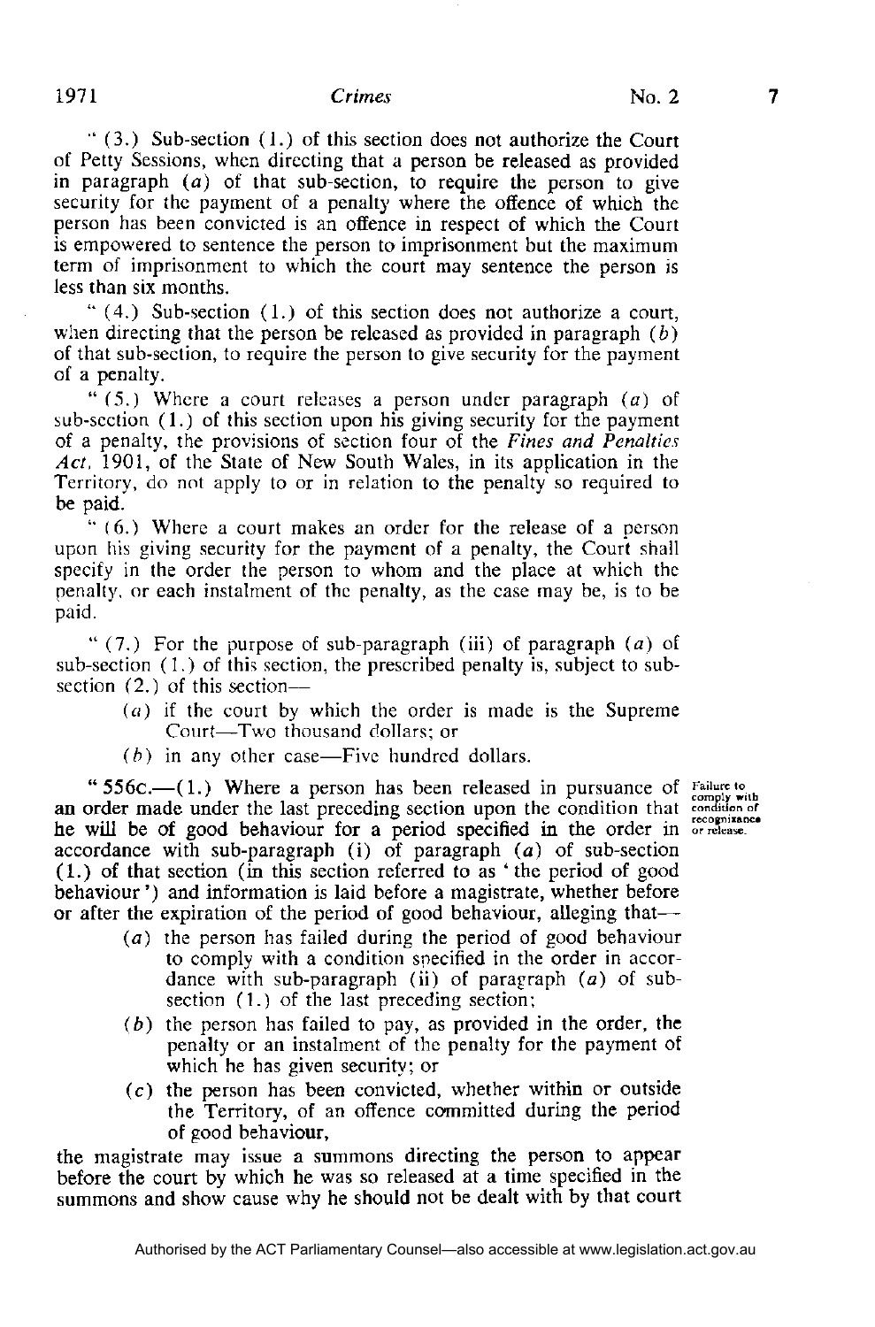"(3.) Sub-section (1.) of this section does not authorize the Court of Petty Sessions, when directing that a person be released as provided in paragraph (*a*) of that sub-section, to require the person to give security for the payment of a penalty where the offence of which the person has been convicted is an offence in respect of which the Court is empowered to sentence the person to imprisonment but the maximum term of imprisonment to which the court may sentence the person is less than six months.

"(4.) Sub-section (1.) of this section does not authorize a court, when directing that the person be released as provided in paragraph (*b*) of that sub-section, to require the person to give security for the payment of a penalty.

"(5.) Where a court releases a person under paragraph (*a*) of sub-section (1.) of this section upon his giving security for the payment of a penalty, the provisions of section four of the *Fines and Penalties Act*, 1901, of the State of New South Wales, in its application in the Territory, do not apply to or in relation to the penalty so required to be paid.

"(6.) Where a court makes an order for the release of a person upon his giving security for the payment of a penalty, the Court shall specify in the order the person to whom and the place at which the penalty, or each instalment of the penalty, as the case may be, is to be paid.

"(7.) For the purpose of sub-paragraph (iii) of paragraph (*a*) of sub-section (1.) of this section, the prescribed penalty is, subject to sub-section (2.) of this section—

(*a*) if the court by which the order is made is the Supreme Court—Two thousand dollars; or

(*b*) in any other case—Five hundred dollars.

*Failure to comply with condition of recognizance or release.*

"556C.—(1.) Where a person has been released in pursuance of an order made under the last preceding section upon the condition that he will be of good behaviour for a period specified in the order in accordance with sub-paragraph (i) of paragraph (*a*) of sub-section (1.) of that section (in this section referred to as 'the period of good behaviour') and information is laid before a magistrate, whether before or after the expiration of the period of good behaviour, alleging that—

(*a*) the person has failed during the period of good behaviour to comply with a condition specified in the order in accordance with sub-paragraph (ii) of paragraph (*a*) of sub-section (1.) of the last preceding section;

(*b*) the person has failed to pay, as provided in the order, the penalty or an instalment of the penalty for the payment of which he has given security; or

(*c*) the person has been convicted, whether within or outside the Territory, of an offence committed during the period of good behaviour,

the magistrate may issue a summons directing the person to appear before the court by which he was so released at a time specified in the summons and show cause why he should not be dealt with by that court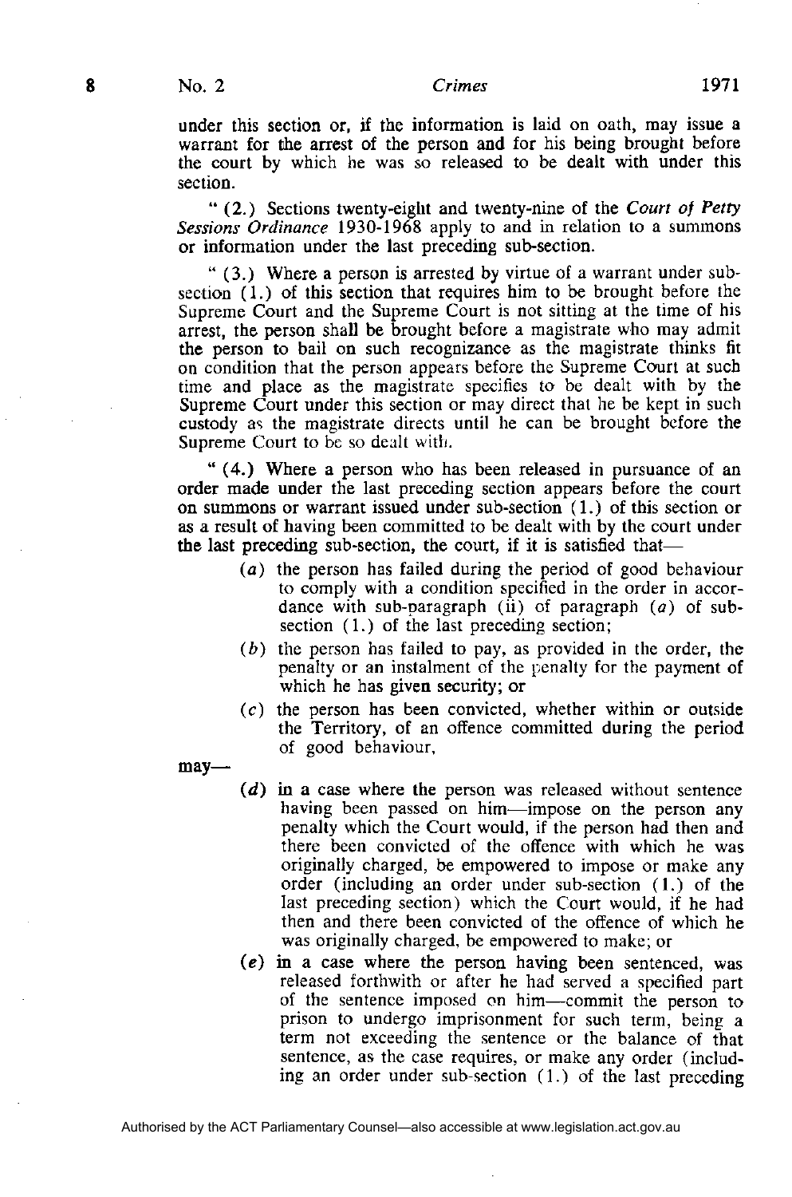under this section or, if the information is laid on oath, may issue a warrant for the arrest of the person and for his being brought before the court by which he was so released to be dealt with under this section.

" (2.) Sections twenty-eight and twenty-nine of the *Court of Petty Sessions Ordinance* 1930-1968 apply to and in relation to a summons or information under the last preceding sub-section.

" (3.) Where a person is arrested by virtue of a warrant under sub-section (1.) of this section that requires him to be brought before the Supreme Court and the Supreme Court is not sitting at the time of his arrest, the person shall be brought before a magistrate who may admit the person to bail on such recognizance as the magistrate thinks fit on condition that the person appears before the Supreme Court at such time and place as the magistrate specifies to be dealt with by the Supreme Court under this section or may direct that he be kept in such custody as the magistrate directs until he can be brought before the Supreme Court to be so dealt with.

" (4.) Where a person who has been released in pursuance of an order made under the last preceding section appears before the court on summons or warrant issued under sub-section (1.) of this section or as a result of having been committed to be dealt with by the court under the last preceding sub-section, the court, if it is satisfied that—

- (*a*) the person has failed during the period of good behaviour to comply with a condition specified in the order in accordance with sub-paragraph (ii) of paragraph (*a*) of sub-section (1.) of the last preceding section;
- (*b*) the person has failed to pay, as provided in the order, the penalty or an instalment of the penalty for the payment of which he has given security; or
- (*c*) the person has been convicted, whether within or outside the Territory, of an offence committed during the period of good behaviour,

may—

- (*d*) in a case where the person was released without sentence having been passed on him—impose on the person any penalty which the Court would, if the person had then and there been convicted of the offence with which he was originally charged, be empowered to impose or make any order (including an order under sub-section (1.) of the last preceding section) which the Court would, if he had then and there been convicted of the offence of which he was originally charged, be empowered to make; or
- (*e*) in a case where the person having been sentenced, was released forthwith or after he had served a specified part of the sentence imposed on him—commit the person to prison to undergo imprisonment for such term, being a term not exceeding the sentence or the balance of that sentence, as the case requires, or make any order (including an order under sub-section (1.) of the last preceding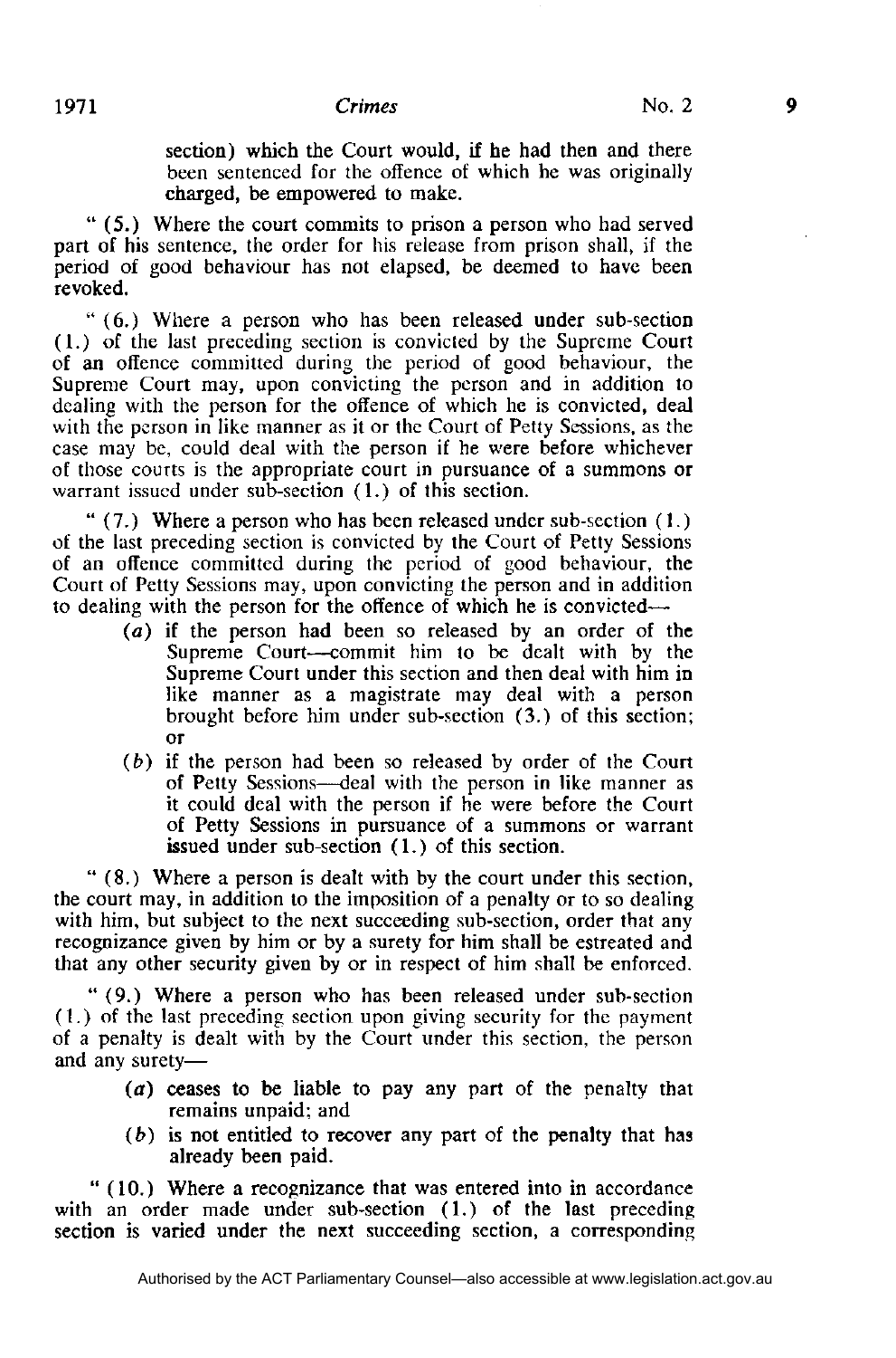section) which the Court would, if he had then and there been sentenced for the offence of which he was originally charged, be empowered to make.

" (5.) Where the court commits to prison a person who had served part of his sentence, the order for his release from prison shall, if the period of good behaviour has not elapsed, be deemed to have been revoked.

" (6.) Where a person who has been released under sub-section (1.) of the last preceding section is convicted by the Supreme Court of an offence committed during the period of good behaviour, the Supreme Court may, upon convicting the person and in addition to dealing with the person for the offence of which he is convicted, deal with the person in like manner as it or the Court of Petty Sessions, as the case may be, could deal with the person if he were before whichever of those courts is the appropriate court in pursuance of a summons or warrant issued under sub-section (1.) of this section.

" (7.) Where a person who has been released under sub-section (1.) of the last preceding section is convicted by the Court of Petty Sessions of an offence committed during the period of good behaviour, the Court of Petty Sessions may, upon convicting the person and in addition to dealing with the person for the offence of which he is convicted—

- (*a*) if the person had been so released by an order of the Supreme Court—commit him to be dealt with by the Supreme Court under this section and then deal with him in like manner as a magistrate may deal with a person brought before him under sub-section (3.) of this section; or
- (*b*) if the person had been so released by order of the Court of Petty Sessions—deal with the person in like manner as it could deal with the person if he were before the Court of Petty Sessions in pursuance of a summons or warrant issued under sub-section (1.) of this section.

" (8.) Where a person is dealt with by the court under this section, the court may, in addition to the imposition of a penalty or to so dealing with him, but subject to the next succeeding sub-section, order that any recognizance given by him or by a surety for him shall be estreated and that any other security given by or in respect of him shall be enforced.

" (9.) Where a person who has been released under sub-section (1.) of the last preceding section upon giving security for the payment of a penalty is dealt with by the Court under this section, the person and any surety—

- (*a*) ceases to be liable to pay any part of the penalty that remains unpaid; and
- (*b*) is not entitled to recover any part of the penalty that has already been paid.

" (10.) Where a recognizance that was entered into in accordance with an order made under sub-section (1.) of the last preceding section is varied under the next succeeding section, a corresponding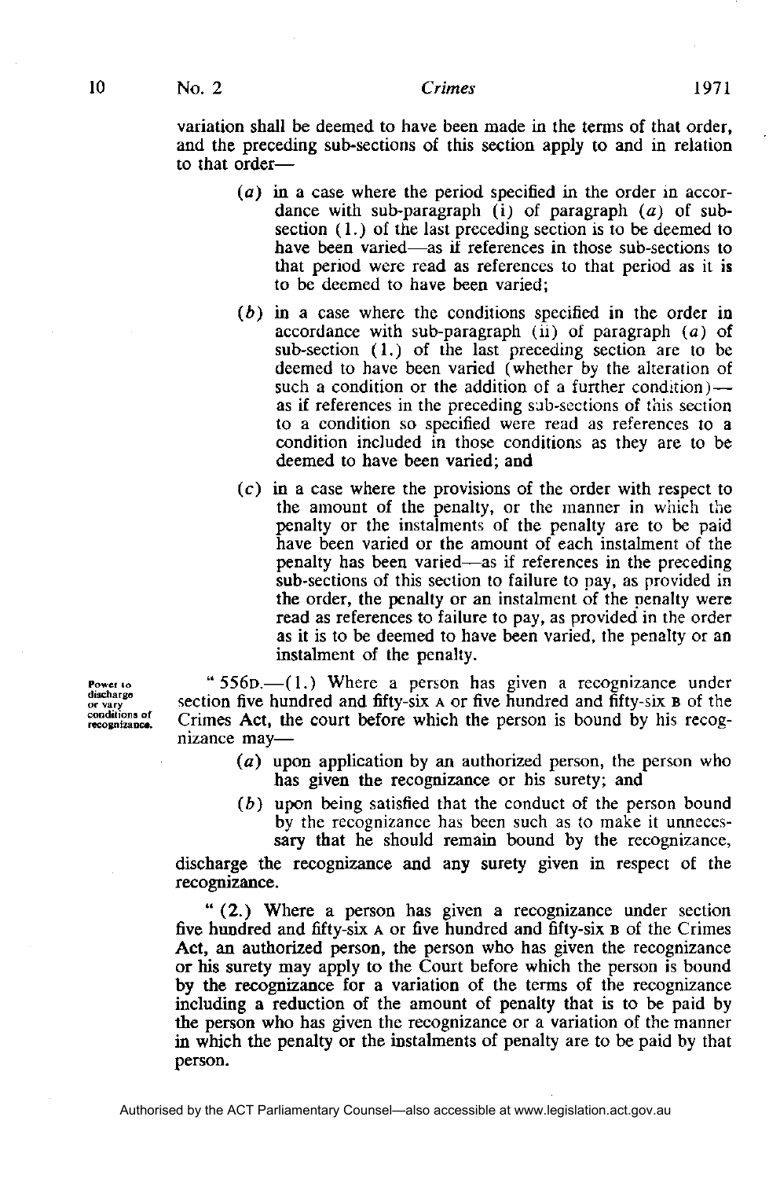variation shall be deemed to have been made in the terms of that order, and the preceding sub-sections of this section apply to and in relation to that order—

> (*a*) in a case where the period specified in the order in accordance with sub-paragraph (i) of paragraph (*a*) of sub-section (1.) of the last preceding section is to be deemed to have been varied—as if references in those sub-sections to that period were read as references to that period as it is to be deemed to have been varied;
>
> (*b*) in a case where the conditions specified in the order in accordance with sub-paragraph (ii) of paragraph (*a*) of sub-section (1.) of the last preceding section are to be deemed to have been varied (whether by the alteration of such a condition or the addition of a further condition)—as if references in the preceding sub-sections of this section to a condition so specified were read as references to a condition included in those conditions as they are to be deemed to have been varied; and
>
> (*c*) in a case where the provisions of the order with respect to the amount of the penalty, or the manner in which the penalty or the instalments of the penalty are to be paid have been varied or the amount of each instalment of the penalty has been varied—as if references in the preceding sub-sections of this section to failure to pay, as provided in the order, the penalty or an instalment of the penalty were read as references to failure to pay, as provided in the order as it is to be deemed to have been varied, the penalty or an instalment of the penalty.

**Power to discharge or vary conditions of recognizance.**

"556D.—(1.) Where a person has given a recognizance under section five hundred and fifty-six A or five hundred and fifty-six B of the Crimes Act, the court before which the person is bound by his recognizance may—

> (*a*) upon application by an authorized person, the person who has given the recognizance or his surety; and
>
> (*b*) upon being satisfied that the conduct of the person bound by the recognizance has been such as to make it unnecessary that he should remain bound by the recognizance,

discharge the recognizance and any surety given in respect of the recognizance.

"(2.) Where a person has given a recognizance under section five hundred and fifty-six A or five hundred and fifty-six B of the Crimes Act, an authorized person, the person who has given the recognizance or his surety may apply to the Court before which the person is bound by the recognizance for a variation of the terms of the recognizance including a reduction of the amount of penalty that is to be paid by the person who has given the recognizance or a variation of the manner in which the penalty or the instalments of penalty are to be paid by that person.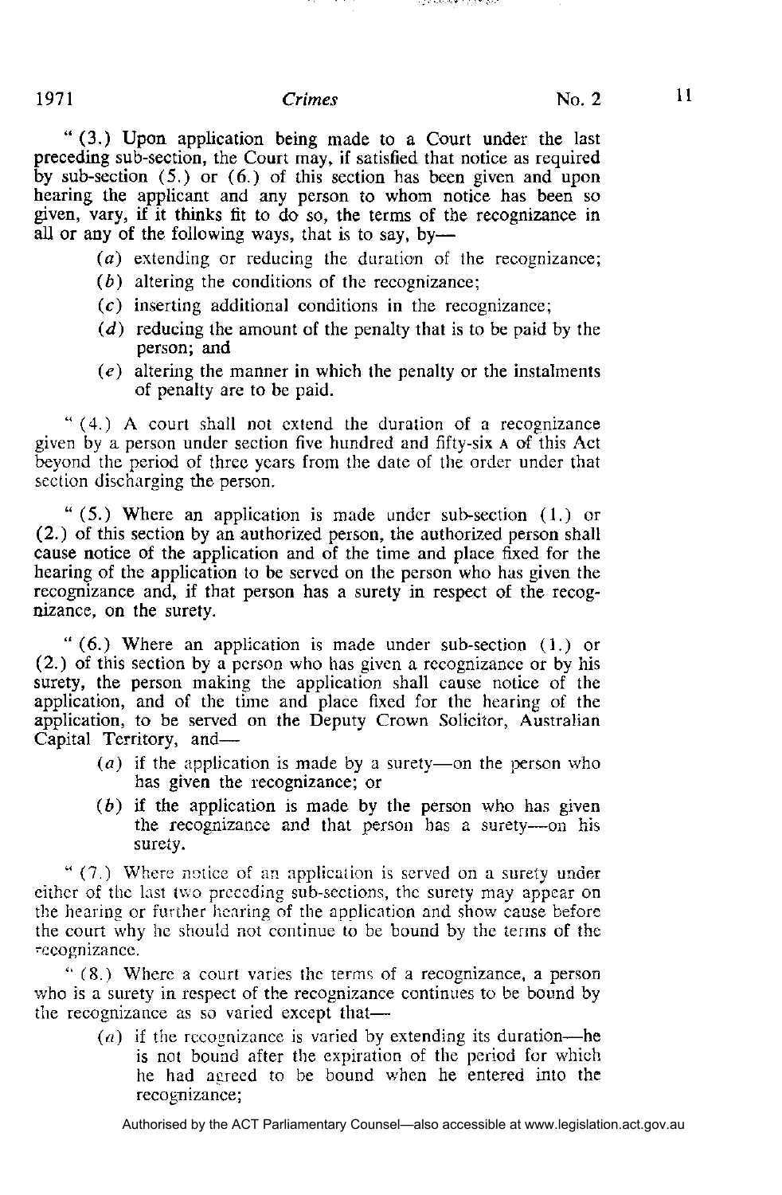"(3.) Upon application being made to a Court under the last preceding sub-section, the Court may, if satisfied that notice as required by sub-section (5.) or (6.) of this section has been given and upon hearing the applicant and any person to whom notice has been so given, vary, if it thinks fit to do so, the terms of the recognizance in all or any of the following ways, that is to say, by—

> (*a*) extending or reducing the duration of the recognizance;
>
> (*b*) altering the conditions of the recognizance;
>
> (*c*) inserting additional conditions in the recognizance;
>
> (*d*) reducing the amount of the penalty that is to be paid by the person; and
>
> (*e*) altering the manner in which the penalty or the instalments of penalty are to be paid.

"(4.) A court shall not extend the duration of a recognizance given by a person under section five hundred and fifty-six A of this Act beyond the period of three years from the date of the order under that section discharging the person.

"(5.) Where an application is made under sub-section (1.) or (2.) of this section by an authorized person, the authorized person shall cause notice of the application and of the time and place fixed for the hearing of the application to be served on the person who has given the recognizance and, if that person has a surety in respect of the recognizance, on the surety.

"(6.) Where an application is made under sub-section (1.) or (2.) of this section by a person who has given a recognizance or by his surety, the person making the application shall cause notice of the application, and of the time and place fixed for the hearing of the application, to be served on the Deputy Crown Solicitor, Australian Capital Territory, and—

> (*a*) if the application is made by a surety—on the person who has given the recognizance; or
>
> (*b*) if the application is made by the person who has given the recognizance and that person has a surety—on his surety.

"(7.) Where notice of an application is served on a surety under either of the last two preceding sub-sections, the surety may appear on the hearing or further hearing of the application and show cause before the court why he should not continue to be bound by the terms of the recognizance.

"(8.) Where a court varies the terms of a recognizance, a person who is a surety in respect of the recognizance continues to be bound by the recognizance as so varied except that—

> (*a*) if the recognizance is varied by extending its duration—he is not bound after the expiration of the period for which he had agreed to be bound when he entered into the recognizance;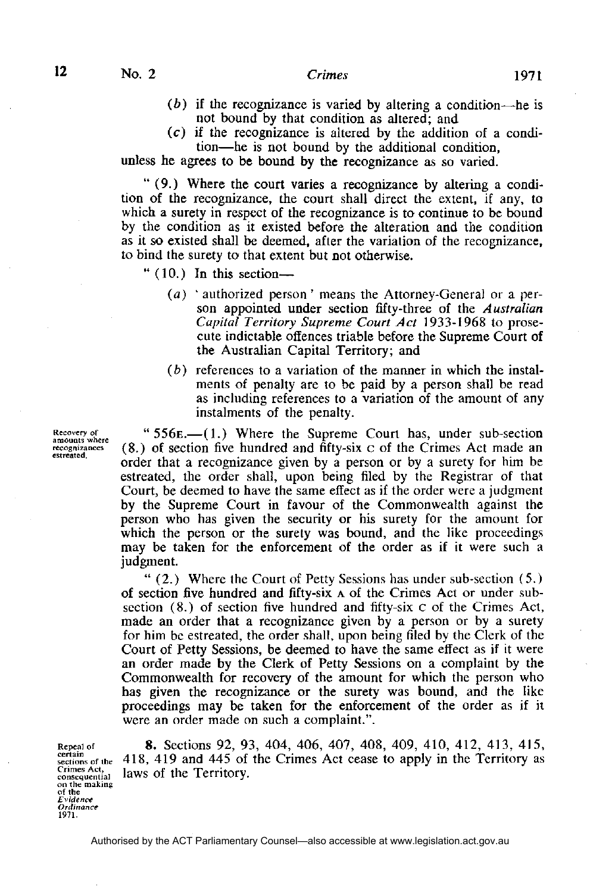(*b*) if the recognizance is varied by altering a condition—he is not bound by that condition as altered; and

(*c*) if the recognizance is altered by the addition of a condition—he is not bound by the additional condition,

unless he agrees to be bound by the recognizance as so varied.

" (9.) Where the court varies a recognizance by altering a condition of the recognizance, the court shall direct the extent, if any, to which a surety in respect of the recognizance is to continue to be bound by the condition as it existed before the alteration and the condition as it so existed shall be deemed, after the variation of the recognizance, to bind the surety to that extent but not otherwise.

" (10.) In this section—

(*a*) ' authorized person ' means the Attorney-General or a person appointed under section fifty-three of the *Australian Capital Territory Supreme Court Act* 1933-1968 to prosecute indictable offences triable before the Supreme Court of the Australian Capital Territory; and

(*b*) references to a variation of the manner in which the instalments of penalty are to be paid by a person shall be read as including references to a variation of the amount of any instalments of the penalty.

Recovery of amounts where recognizances estreated.

" 556E.—(1.) Where the Supreme Court has, under sub-section (8.) of section five hundred and fifty-six C of the Crimes Act made an order that a recognizance given by a person or by a surety for him be estreated, the order shall, upon being filed by the Registrar of that Court, be deemed to have the same effect as if the order were a judgment by the Supreme Court in favour of the Commonwealth against the person who has given the security or his surety for the amount for which the person or the surety was bound, and the like proceedings may be taken for the enforcement of the order as if it were such a judgment.

" (2.) Where the Court of Petty Sessions has under sub-section (5.) of section five hundred and fifty-six A of the Crimes Act or under sub-section (8.) of section five hundred and fifty-six C of the Crimes Act, made an order that a recognizance given by a person or by a surety for him be estreated, the order shall, upon being filed by the Clerk of the Court of Petty Sessions, be deemed to have the same effect as if it were an order made by the Clerk of Petty Sessions on a complaint by the Commonwealth for recovery of the amount for which the person who has given the recognizance or the surety was bound, and the like proceedings may be taken for the enforcement of the order as if it were an order made on such a complaint.".

Repeal of certain sections of the Crimes Act, consequential on the making of the *Evidence Ordinance* 1971.

**8.** Sections 92, 93, 404, 406, 407, 408, 409, 410, 412, 413, 415, 418, 419 and 445 of the Crimes Act cease to apply in the Territory as laws of the Territory.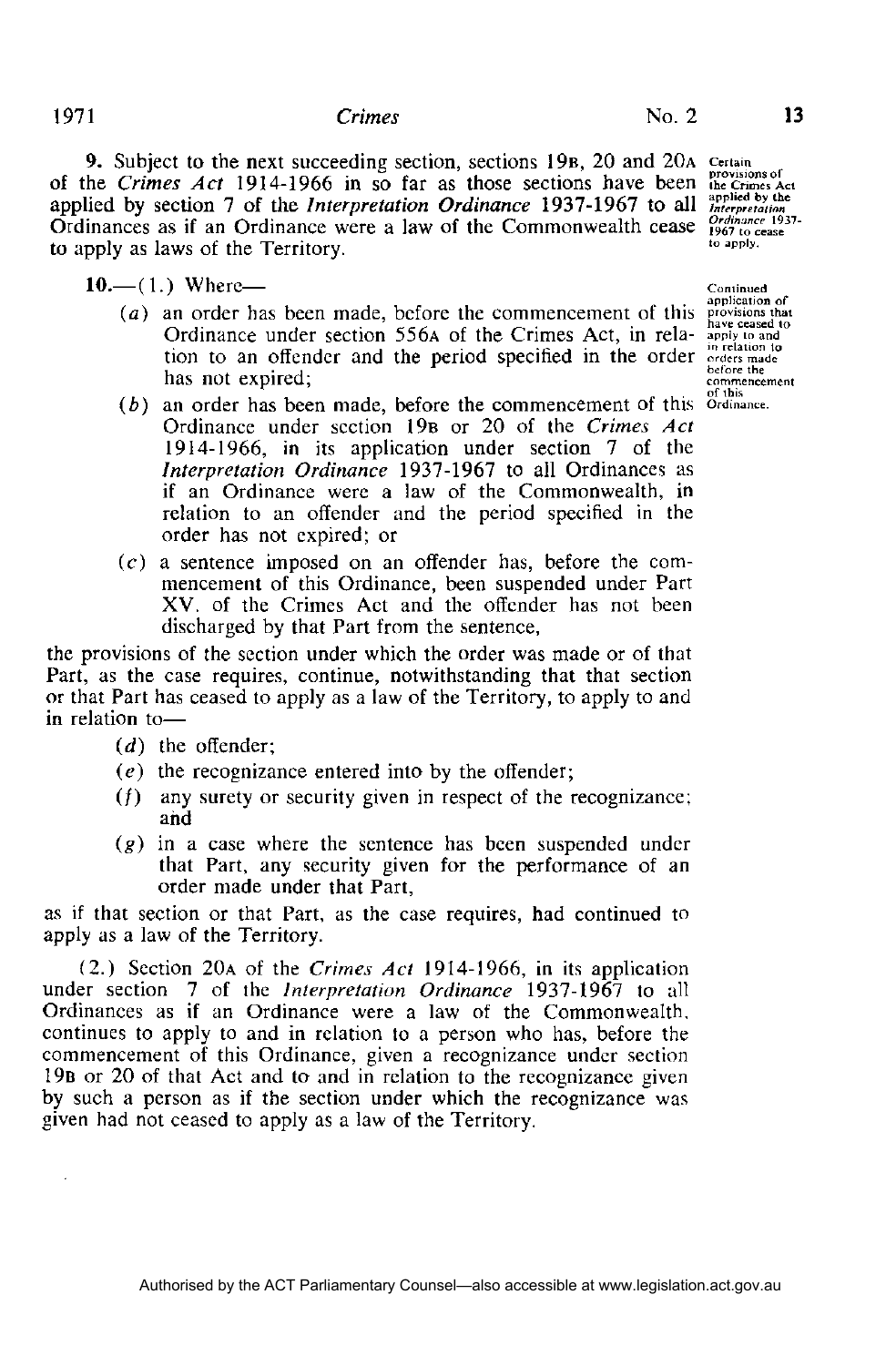**9.** Subject to the next succeeding section, sections 19B, 20 and 20A of the *Crimes Act* 1914-1966 in so far as those sections have been applied by section 7 of the *Interpretation Ordinance* 1937-1967 to all Ordinances as if an Ordinance were a law of the Commonwealth cease to apply as laws of the Territory.

Certain provisions of the Crimes Act applied by the *Interpretation Ordinance* 1937-1967 to cease to apply.

**10.**—(1.) Where—

Continued application of provisions that have ceased to apply to and in relation to orders made before the commencement of this Ordinance.

(*a*) an order has been made, before the commencement of this Ordinance under section 556A of the Crimes Act, in relation to an offender and the period specified in the order has not expired;

(*b*) an order has been made, before the commencement of this Ordinance under section 19B or 20 of the *Crimes Act* 1914-1966, in its application under section 7 of the *Interpretation Ordinance* 1937-1967 to all Ordinances as if an Ordinance were a law of the Commonwealth, in relation to an offender and the period specified in the order has not expired; or

(*c*) a sentence imposed on an offender has, before the commencement of this Ordinance, been suspended under Part XV. of the Crimes Act and the offender has not been discharged by that Part from the sentence,

the provisions of the section under which the order was made or of that Part, as the case requires, continue, notwithstanding that that section or that Part has ceased to apply as a law of the Territory, to apply to and in relation to—

(*d*) the offender;

(*e*) the recognizance entered into by the offender;

(*f*) any surety or security given in respect of the recognizance; and

(*g*) in a case where the sentence has been suspended under that Part, any security given for the performance of an order made under that Part,

as if that section or that Part, as the case requires, had continued to apply as a law of the Territory.

(2.) Section 20A of the *Crimes Act* 1914-1966, in its application under section 7 of the *Interpretation Ordinance* 1937-1967 to all Ordinances as if an Ordinance were a law of the Commonwealth, continues to apply to and in relation to a person who has, before the commencement of this Ordinance, given a recognizance under section 19B or 20 of that Act and to and in relation to the recognizance given by such a person as if the section under which the recognizance was given had not ceased to apply as a law of the Territory.